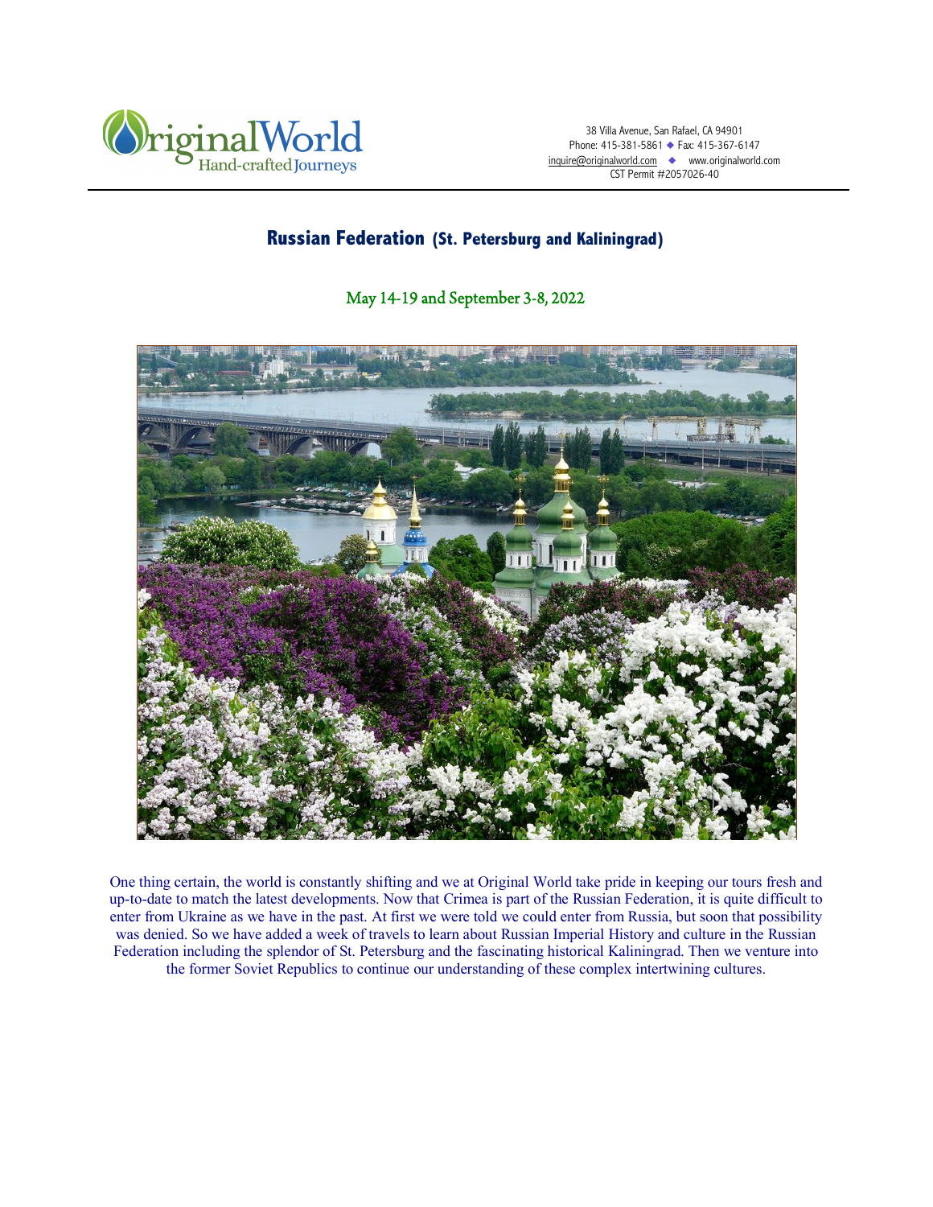OriginalWorld
Hand-crafted Journeys

38 Villa Avenue, San Rafael, CA 94901
Phone: 415-381-5861 ◆ Fax: 415-367-6147
inquire@originalworld.com ◆ www.originalworld.com
CST Permit #2057026-40

# Russian Federation (St. Petersburg and Kaliningrad)

## May 14-19 and September 3-8, 2022

One thing certain, the world is constantly shifting and we at Original World take pride in keeping our tours fresh and up-to-date to match the latest developments. Now that Crimea is part of the Russian Federation, it is quite difficult to enter from Ukraine as we have in the past. At first we were told we could enter from Russia, but soon that possibility was denied. So we have added a week of travels to learn about Russian Imperial History and culture in the Russian Federation including the splendor of St. Petersburg and the fascinating historical Kaliningrad. Then we venture into the former Soviet Republics to continue our understanding of these complex intertwining cultures.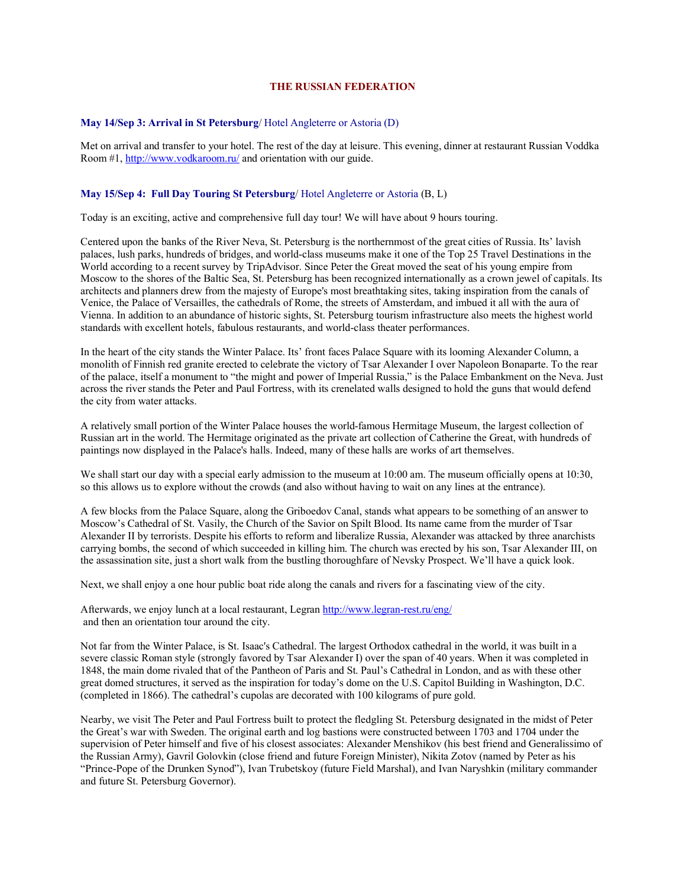## THE RUSSIAN FEDERATION

**May 14/Sep 3: Arrival in St Petersburg**/ Hotel Angleterre or Astoria (D)

Met on arrival and transfer to your hotel. The rest of the day at leisure. This evening, dinner at restaurant Russian Voddka Room #1, http://www.vodkaroom.ru/ and orientation with our guide.

**May 15/Sep 4: Full Day Touring St Petersburg**/ Hotel Angleterre or Astoria (B, L)

Today is an exciting, active and comprehensive full day tour! We will have about 9 hours touring.

Centered upon the banks of the River Neva, St. Petersburg is the northernmost of the great cities of Russia. Its' lavish palaces, lush parks, hundreds of bridges, and world-class museums make it one of the Top 25 Travel Destinations in the World according to a recent survey by TripAdvisor. Since Peter the Great moved the seat of his young empire from Moscow to the shores of the Baltic Sea, St. Petersburg has been recognized internationally as a crown jewel of capitals. Its architects and planners drew from the majesty of Europe's most breathtaking sites, taking inspiration from the canals of Venice, the Palace of Versailles, the cathedrals of Rome, the streets of Amsterdam, and imbued it all with the aura of Vienna. In addition to an abundance of historic sights, St. Petersburg tourism infrastructure also meets the highest world standards with excellent hotels, fabulous restaurants, and world-class theater performances.

In the heart of the city stands the Winter Palace. Its' front faces Palace Square with its looming Alexander Column, a monolith of Finnish red granite erected to celebrate the victory of Tsar Alexander I over Napoleon Bonaparte. To the rear of the palace, itself a monument to "the might and power of Imperial Russia," is the Palace Embankment on the Neva. Just across the river stands the Peter and Paul Fortress, with its crenelated walls designed to hold the guns that would defend the city from water attacks.

A relatively small portion of the Winter Palace houses the world-famous Hermitage Museum, the largest collection of Russian art in the world. The Hermitage originated as the private art collection of Catherine the Great, with hundreds of paintings now displayed in the Palace's halls. Indeed, many of these halls are works of art themselves.

We shall start our day with a special early admission to the museum at 10:00 am. The museum officially opens at 10:30, so this allows us to explore without the crowds (and also without having to wait on any lines at the entrance).

A few blocks from the Palace Square, along the Griboedov Canal, stands what appears to be something of an answer to Moscow's Cathedral of St. Vasily, the Church of the Savior on Spilt Blood. Its name came from the murder of Tsar Alexander II by terrorists. Despite his efforts to reform and liberalize Russia, Alexander was attacked by three anarchists carrying bombs, the second of which succeeded in killing him. The church was erected by his son, Tsar Alexander III, on the assassination site, just a short walk from the bustling thoroughfare of Nevsky Prospect. We'll have a quick look.

Next, we shall enjoy a one hour public boat ride along the canals and rivers for a fascinating view of the city.

Afterwards, we enjoy lunch at a local restaurant, Legran http://www.legran-rest.ru/eng/ and then an orientation tour around the city.

Not far from the Winter Palace, is St. Isaac's Cathedral. The largest Orthodox cathedral in the world, it was built in a severe classic Roman style (strongly favored by Tsar Alexander I) over the span of 40 years. When it was completed in 1848, the main dome rivaled that of the Pantheon of Paris and St. Paul's Cathedral in London, and as with these other great domed structures, it served as the inspiration for today's dome on the U.S. Capitol Building in Washington, D.C. (completed in 1866). The cathedral's cupolas are decorated with 100 kilograms of pure gold.

Nearby, we visit The Peter and Paul Fortress built to protect the fledgling St. Petersburg designated in the midst of Peter the Great's war with Sweden. The original earth and log bastions were constructed between 1703 and 1704 under the supervision of Peter himself and five of his closest associates: Alexander Menshikov (his best friend and Generalissimo of the Russian Army), Gavril Golovkin (close friend and future Foreign Minister), Nikita Zotov (named by Peter as his "Prince-Pope of the Drunken Synod"), Ivan Trubetskoy (future Field Marshal), and Ivan Naryshkin (military commander and future St. Petersburg Governor).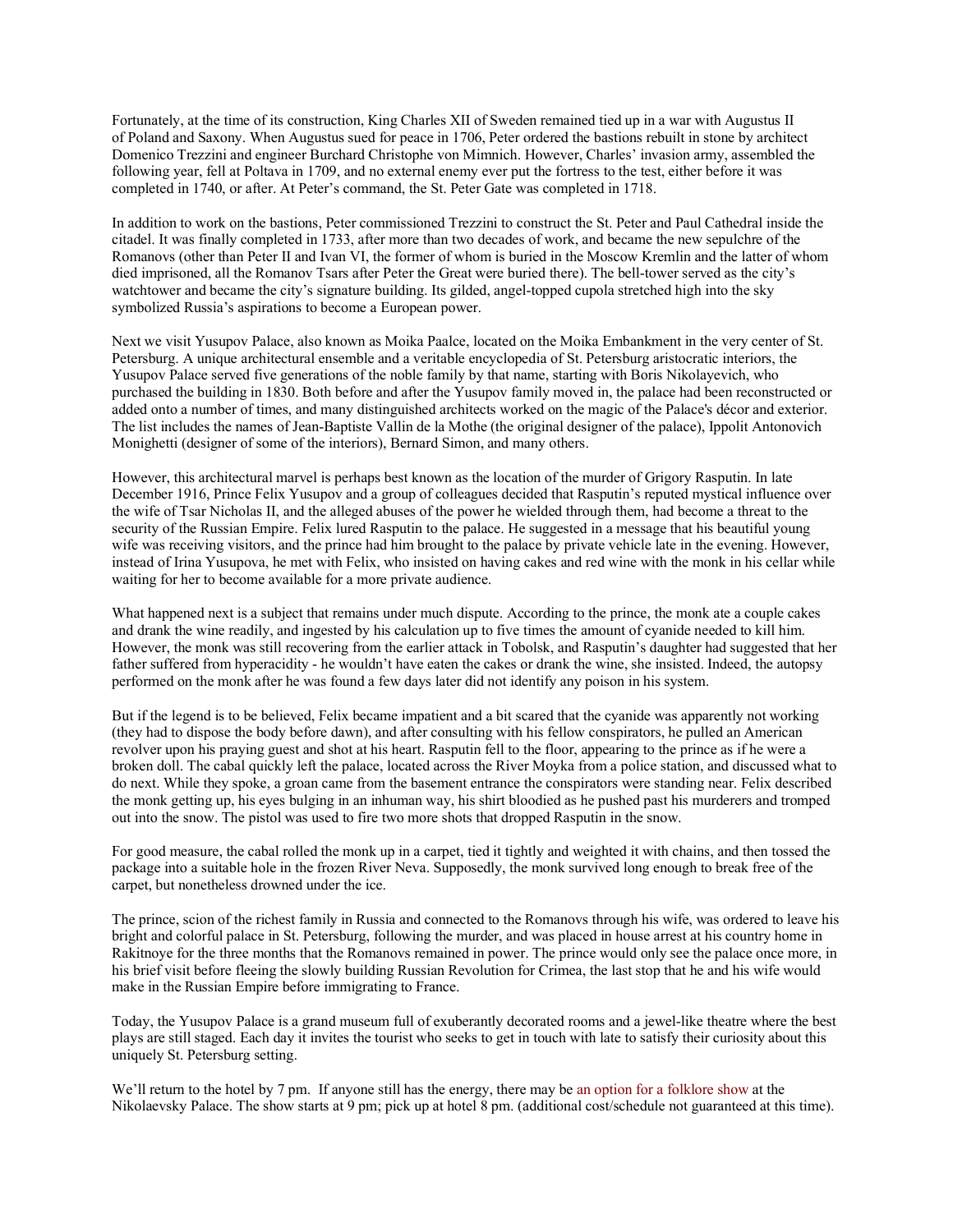Fortunately, at the time of its construction, King Charles XII of Sweden remained tied up in a war with Augustus II of Poland and Saxony. When Augustus sued for peace in 1706, Peter ordered the bastions rebuilt in stone by architect Domenico Trezzini and engineer Burchard Christophe von Mimnich. However, Charles' invasion army, assembled the following year, fell at Poltava in 1709, and no external enemy ever put the fortress to the test, either before it was completed in 1740, or after. At Peter's command, the St. Peter Gate was completed in 1718.

In addition to work on the bastions, Peter commissioned Trezzini to construct the St. Peter and Paul Cathedral inside the citadel. It was finally completed in 1733, after more than two decades of work, and became the new sepulchre of the Romanovs (other than Peter II and Ivan VI, the former of whom is buried in the Moscow Kremlin and the latter of whom died imprisoned, all the Romanov Tsars after Peter the Great were buried there). The bell-tower served as the city's watchtower and became the city's signature building. Its gilded, angel-topped cupola stretched high into the sky symbolized Russia's aspirations to become a European power.

Next we visit Yusupov Palace, also known as Moika Paalce, located on the Moika Embankment in the very center of St. Petersburg. A unique architectural ensemble and a veritable encyclopedia of St. Petersburg aristocratic interiors, the Yusupov Palace served five generations of the noble family by that name, starting with Boris Nikolayevich, who purchased the building in 1830. Both before and after the Yusupov family moved in, the palace had been reconstructed or added onto a number of times, and many distinguished architects worked on the magic of the Palace's décor and exterior. The list includes the names of Jean-Baptiste Vallin de la Mothe (the original designer of the palace), Ippolit Antonovich Monighetti (designer of some of the interiors), Bernard Simon, and many others.

However, this architectural marvel is perhaps best known as the location of the murder of Grigory Rasputin. In late December 1916, Prince Felix Yusupov and a group of colleagues decided that Rasputin's reputed mystical influence over the wife of Tsar Nicholas II, and the alleged abuses of the power he wielded through them, had become a threat to the security of the Russian Empire. Felix lured Rasputin to the palace. He suggested in a message that his beautiful young wife was receiving visitors, and the prince had him brought to the palace by private vehicle late in the evening. However, instead of Irina Yusupova, he met with Felix, who insisted on having cakes and red wine with the monk in his cellar while waiting for her to become available for a more private audience.

What happened next is a subject that remains under much dispute. According to the prince, the monk ate a couple cakes and drank the wine readily, and ingested by his calculation up to five times the amount of cyanide needed to kill him. However, the monk was still recovering from the earlier attack in Tobolsk, and Rasputin's daughter had suggested that her father suffered from hyperacidity - he wouldn't have eaten the cakes or drank the wine, she insisted. Indeed, the autopsy performed on the monk after he was found a few days later did not identify any poison in his system.

But if the legend is to be believed, Felix became impatient and a bit scared that the cyanide was apparently not working (they had to dispose the body before dawn), and after consulting with his fellow conspirators, he pulled an American revolver upon his praying guest and shot at his heart. Rasputin fell to the floor, appearing to the prince as if he were a broken doll. The cabal quickly left the palace, located across the River Moyka from a police station, and discussed what to do next. While they spoke, a groan came from the basement entrance the conspirators were standing near. Felix described the monk getting up, his eyes bulging in an inhuman way, his shirt bloodied as he pushed past his murderers and tromped out into the snow. The pistol was used to fire two more shots that dropped Rasputin in the snow.

For good measure, the cabal rolled the monk up in a carpet, tied it tightly and weighted it with chains, and then tossed the package into a suitable hole in the frozen River Neva. Supposedly, the monk survived long enough to break free of the carpet, but nonetheless drowned under the ice.

The prince, scion of the richest family in Russia and connected to the Romanovs through his wife, was ordered to leave his bright and colorful palace in St. Petersburg, following the murder, and was placed in house arrest at his country home in Rakitnoye for the three months that the Romanovs remained in power. The prince would only see the palace once more, in his brief visit before fleeing the slowly building Russian Revolution for Crimea, the last stop that he and his wife would make in the Russian Empire before immigrating to France.

Today, the Yusupov Palace is a grand museum full of exuberantly decorated rooms and a jewel-like theatre where the best plays are still staged. Each day it invites the tourist who seeks to get in touch with late to satisfy their curiosity about this uniquely St. Petersburg setting.

We'll return to the hotel by 7 pm. If anyone still has the energy, there may be an option for a folklore show at the Nikolaevsky Palace. The show starts at 9 pm; pick up at hotel 8 pm. (additional cost/schedule not guaranteed at this time).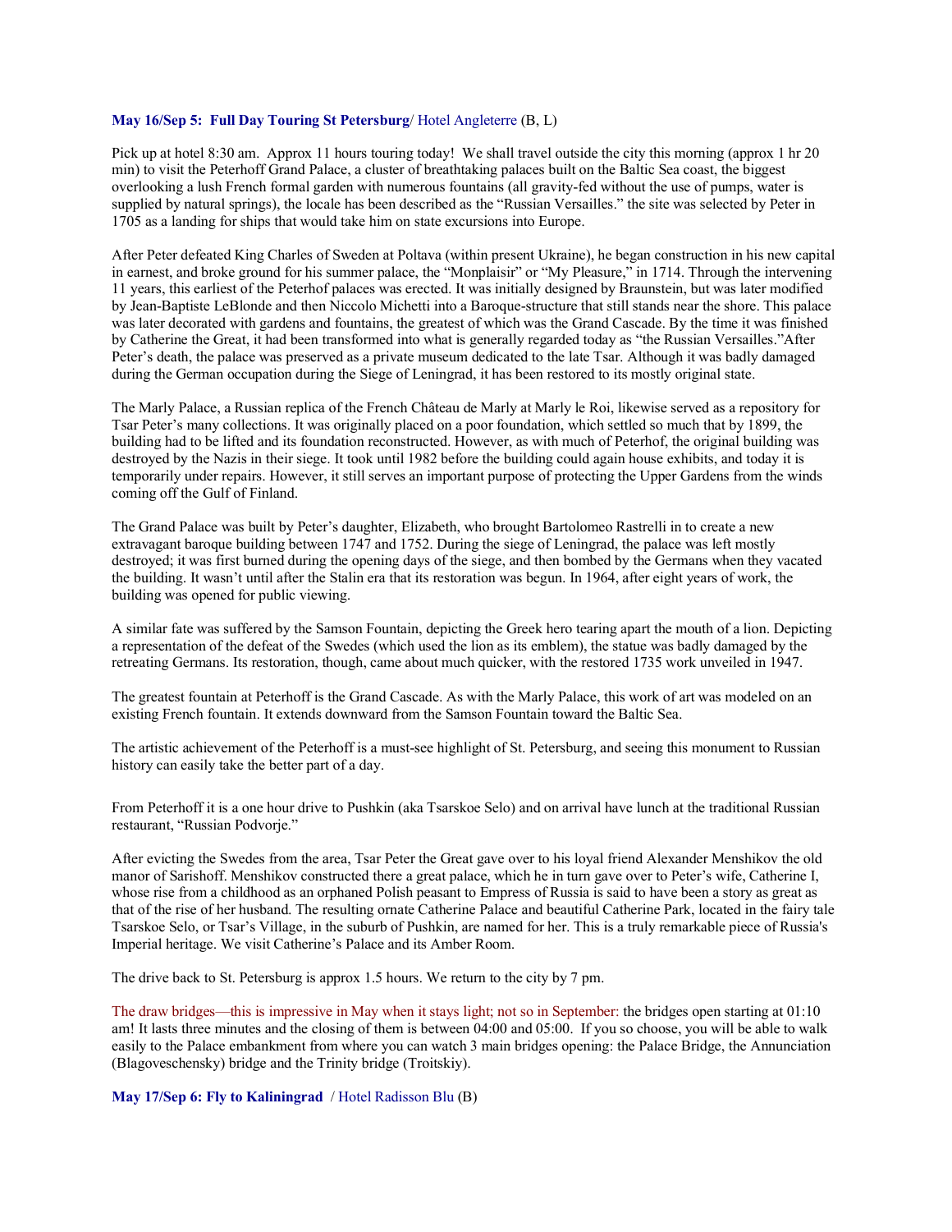**May 16/Sep 5: Full Day Touring St Petersburg**/ Hotel Angleterre (B, L)

Pick up at hotel 8:30 am. Approx 11 hours touring today! We shall travel outside the city this morning (approx 1 hr 20 min) to visit the Peterhoff Grand Palace, a cluster of breathtaking palaces built on the Baltic Sea coast, the biggest overlooking a lush French formal garden with numerous fountains (all gravity-fed without the use of pumps, water is supplied by natural springs), the locale has been described as the "Russian Versailles." the site was selected by Peter in 1705 as a landing for ships that would take him on state excursions into Europe.

After Peter defeated King Charles of Sweden at Poltava (within present Ukraine), he began construction in his new capital in earnest, and broke ground for his summer palace, the "Monplaisir" or "My Pleasure," in 1714. Through the intervening 11 years, this earliest of the Peterhof palaces was erected. It was initially designed by Braunstein, but was later modified by Jean-Baptiste LeBlonde and then Niccolo Michetti into a Baroque-structure that still stands near the shore. This palace was later decorated with gardens and fountains, the greatest of which was the Grand Cascade. By the time it was finished by Catherine the Great, it had been transformed into what is generally regarded today as "the Russian Versailles."After Peter's death, the palace was preserved as a private museum dedicated to the late Tsar. Although it was badly damaged during the German occupation during the Siege of Leningrad, it has been restored to its mostly original state.

The Marly Palace, a Russian replica of the French Château de Marly at Marly le Roi, likewise served as a repository for Tsar Peter's many collections. It was originally placed on a poor foundation, which settled so much that by 1899, the building had to be lifted and its foundation reconstructed. However, as with much of Peterhof, the original building was destroyed by the Nazis in their siege. It took until 1982 before the building could again house exhibits, and today it is temporarily under repairs. However, it still serves an important purpose of protecting the Upper Gardens from the winds coming off the Gulf of Finland.

The Grand Palace was built by Peter's daughter, Elizabeth, who brought Bartolomeo Rastrelli in to create a new extravagant baroque building between 1747 and 1752. During the siege of Leningrad, the palace was left mostly destroyed; it was first burned during the opening days of the siege, and then bombed by the Germans when they vacated the building. It wasn't until after the Stalin era that its restoration was begun. In 1964, after eight years of work, the building was opened for public viewing.

A similar fate was suffered by the Samson Fountain, depicting the Greek hero tearing apart the mouth of a lion. Depicting a representation of the defeat of the Swedes (which used the lion as its emblem), the statue was badly damaged by the retreating Germans. Its restoration, though, came about much quicker, with the restored 1735 work unveiled in 1947.

The greatest fountain at Peterhoff is the Grand Cascade. As with the Marly Palace, this work of art was modeled on an existing French fountain. It extends downward from the Samson Fountain toward the Baltic Sea.

The artistic achievement of the Peterhoff is a must-see highlight of St. Petersburg, and seeing this monument to Russian history can easily take the better part of a day.

From Peterhoff it is a one hour drive to Pushkin (aka Tsarskoe Selo) and on arrival have lunch at the traditional Russian restaurant, "Russian Podvorje."

After evicting the Swedes from the area, Tsar Peter the Great gave over to his loyal friend Alexander Menshikov the old manor of Sarishoff. Menshikov constructed there a great palace, which he in turn gave over to Peter's wife, Catherine I, whose rise from a childhood as an orphaned Polish peasant to Empress of Russia is said to have been a story as great as that of the rise of her husband. The resulting ornate Catherine Palace and beautiful Catherine Park, located in the fairy tale Tsarskoe Selo, or Tsar's Village, in the suburb of Pushkin, are named for her. This is a truly remarkable piece of Russia's Imperial heritage. We visit Catherine's Palace and its Amber Room.

The drive back to St. Petersburg is approx 1.5 hours. We return to the city by 7 pm.

The draw bridges—this is impressive in May when it stays light; not so in September: the bridges open starting at 01:10 am! It lasts three minutes and the closing of them is between 04:00 and 05:00. If you so choose, you will be able to walk easily to the Palace embankment from where you can watch 3 main bridges opening: the Palace Bridge, the Annunciation (Blagoveschensky) bridge and the Trinity bridge (Troitskiy).

**May 17/Sep 6: Fly to Kaliningrad** / Hotel Radisson Blu (B)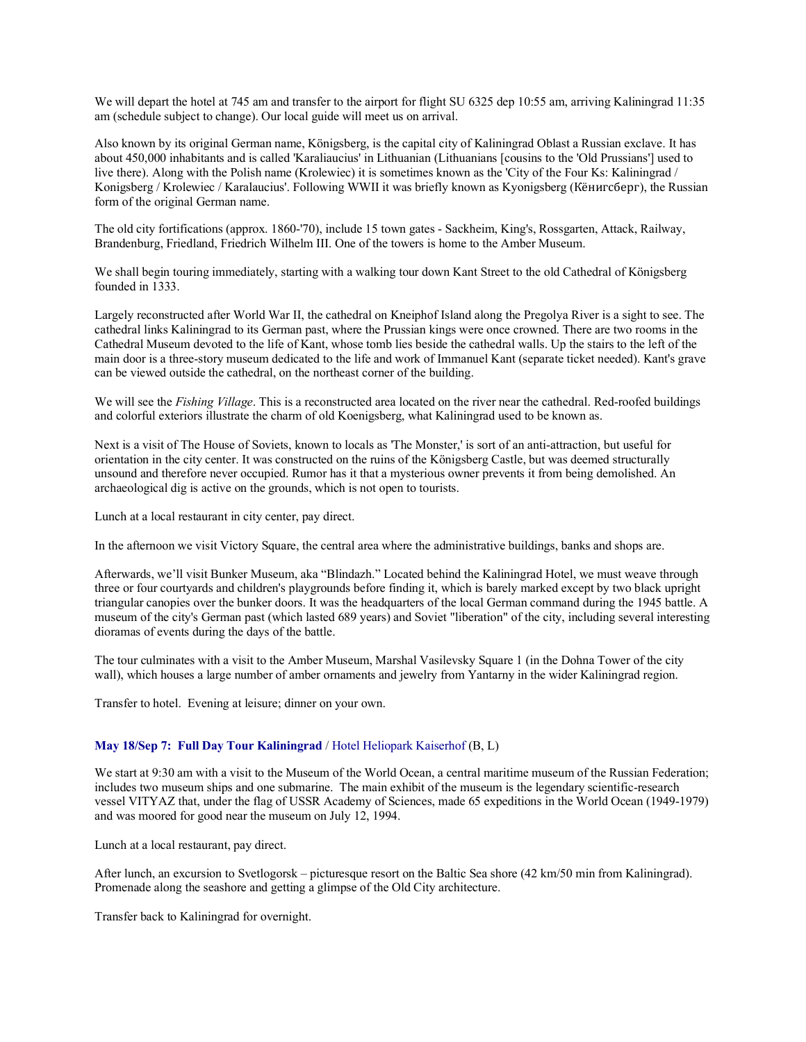We will depart the hotel at 745 am and transfer to the airport for flight SU 6325 dep 10:55 am, arriving Kaliningrad 11:35 am (schedule subject to change). Our local guide will meet us on arrival.

Also known by its original German name, Königsberg, is the capital city of Kaliningrad Oblast a Russian exclave. It has about 450,000 inhabitants and is called 'Karaliaucius' in Lithuanian (Lithuanians [cousins to the 'Old Prussians'] used to live there). Along with the Polish name (Krolewiec) it is sometimes known as the 'City of the Four Ks: Kaliningrad / Konigsberg / Krolewiec / Karalaucius'. Following WWII it was briefly known as Kyonigsberg (Кёнигсберг), the Russian form of the original German name.

The old city fortifications (approx. 1860-'70), include 15 town gates - Sackheim, King's, Rossgarten, Attack, Railway, Brandenburg, Friedland, Friedrich Wilhelm III. One of the towers is home to the Amber Museum.

We shall begin touring immediately, starting with a walking tour down Kant Street to the old Cathedral of Königsberg founded in 1333.

Largely reconstructed after World War II, the cathedral on Kneiphof Island along the Pregolya River is a sight to see. The cathedral links Kaliningrad to its German past, where the Prussian kings were once crowned. There are two rooms in the Cathedral Museum devoted to the life of Kant, whose tomb lies beside the cathedral walls. Up the stairs to the left of the main door is a three-story museum dedicated to the life and work of Immanuel Kant (separate ticket needed). Kant's grave can be viewed outside the cathedral, on the northeast corner of the building.

We will see the *Fishing Village*. This is a reconstructed area located on the river near the cathedral. Red-roofed buildings and colorful exteriors illustrate the charm of old Koenigsberg, what Kaliningrad used to be known as.

Next is a visit of The House of Soviets, known to locals as 'The Monster,' is sort of an anti-attraction, but useful for orientation in the city center. It was constructed on the ruins of the Königsberg Castle, but was deemed structurally unsound and therefore never occupied. Rumor has it that a mysterious owner prevents it from being demolished. An archaeological dig is active on the grounds, which is not open to tourists.

Lunch at a local restaurant in city center, pay direct.

In the afternoon we visit Victory Square, the central area where the administrative buildings, banks and shops are.

Afterwards, we'll visit Bunker Museum, aka "Blindazh." Located behind the Kaliningrad Hotel, we must weave through three or four courtyards and children's playgrounds before finding it, which is barely marked except by two black upright triangular canopies over the bunker doors. It was the headquarters of the local German command during the 1945 battle. A museum of the city's German past (which lasted 689 years) and Soviet "liberation" of the city, including several interesting dioramas of events during the days of the battle.

The tour culminates with a visit to the Amber Museum, Marshal Vasilevsky Square 1 (in the Dohna Tower of the city wall), which houses a large number of amber ornaments and jewelry from Yantarny in the wider Kaliningrad region.

Transfer to hotel. Evening at leisure; dinner on your own.

### **May 18/Sep 7: Full Day Tour Kaliningrad** / Hotel Heliopark Kaiserhof (B, L)

We start at 9:30 am with a visit to the Museum of the World Ocean, a central maritime museum of the Russian Federation; includes two museum ships and one submarine. The main exhibit of the museum is the legendary scientific-research vessel VITYAZ that, under the flag of USSR Academy of Sciences, made 65 expeditions in the World Ocean (1949-1979) and was moored for good near the museum on July 12, 1994.

Lunch at a local restaurant, pay direct.

After lunch, an excursion to Svetlogorsk – picturesque resort on the Baltic Sea shore (42 km/50 min from Kaliningrad). Promenade along the seashore and getting a glimpse of the Old City architecture.

Transfer back to Kaliningrad for overnight.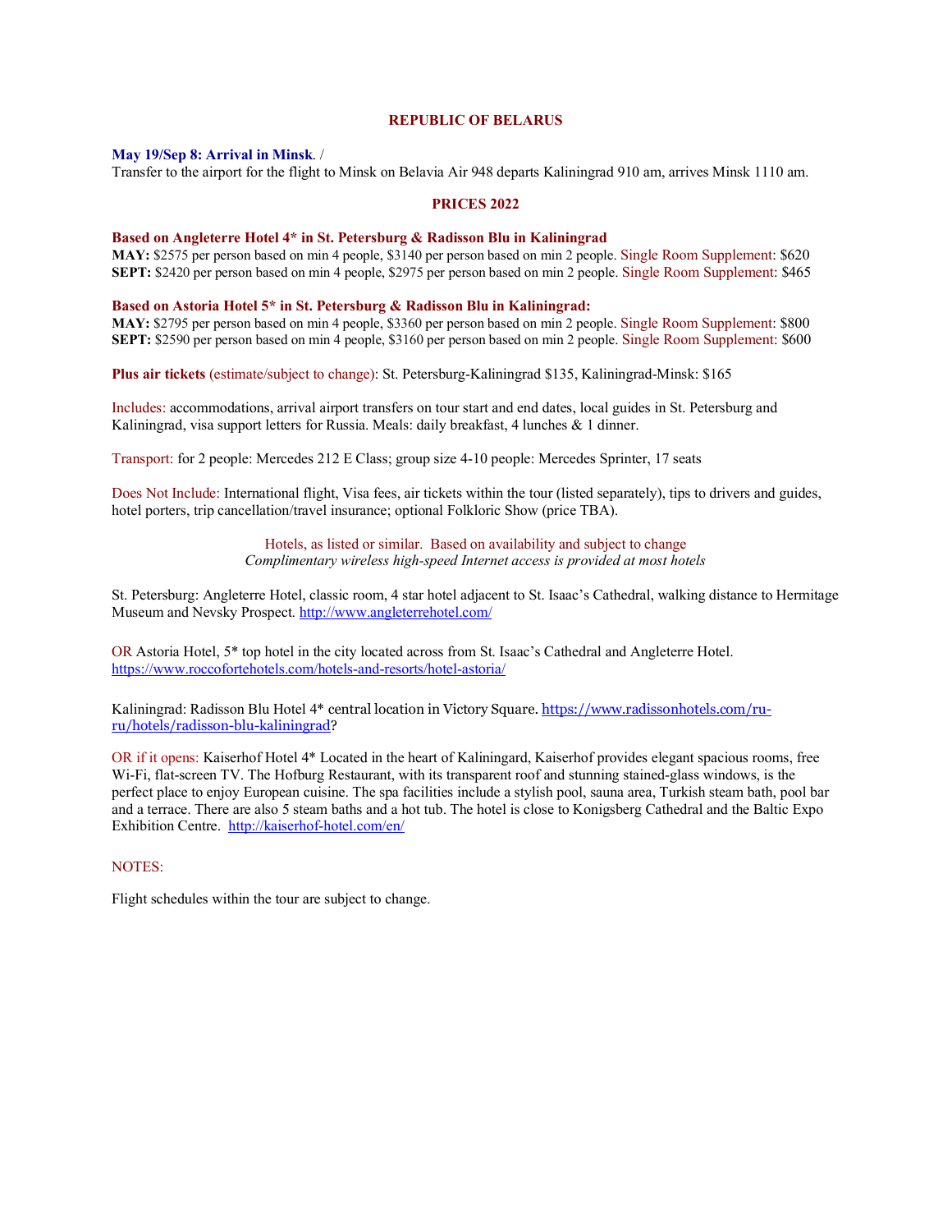## REPUBLIC OF BELARUS

**May 19/Sep 8: Arrival in Minsk**. /
Transfer to the airport for the flight to Minsk on Belavia Air 948 departs Kaliningrad 910 am, arrives Minsk 1110 am.

## PRICES 2022

**Based on Angleterre Hotel 4* in St. Petersburg & Radisson Blu in Kaliningrad**
**MAY:** $2575 per person based on min 4 people, $3140 per person based on min 2 people. Single Room Supplement: $620
**SEPT:** $2420 per person based on min 4 people, $2975 per person based on min 2 people. Single Room Supplement: $465

**Based on Astoria Hotel 5* in St. Petersburg & Radisson Blu in Kaliningrad:**
**MAY:** $2795 per person based on min 4 people, $3360 per person based on min 2 people. Single Room Supplement: $800
**SEPT:** $2590 per person based on min 4 people, $3160 per person based on min 2 people. Single Room Supplement: $600

**Plus air tickets** (estimate/subject to change): St. Petersburg-Kaliningrad $135, Kaliningrad-Minsk: $165

Includes: accommodations, arrival airport transfers on tour start and end dates, local guides in St. Petersburg and Kaliningrad, visa support letters for Russia. Meals: daily breakfast, 4 lunches & 1 dinner.

Transport: for 2 people: Mercedes 212 E Class; group size 4-10 people: Mercedes Sprinter, 17 seats

Does Not Include: International flight, Visa fees, air tickets within the tour (listed separately), tips to drivers and guides, hotel porters, trip cancellation/travel insurance; optional Folkloric Show (price TBA).

Hotels, as listed or similar. Based on availability and subject to change
*Complimentary wireless high-speed Internet access is provided at most hotels*

St. Petersburg: Angleterre Hotel, classic room, 4 star hotel adjacent to St. Isaac's Cathedral, walking distance to Hermitage Museum and Nevsky Prospect. http://www.angleterrehotel.com/

OR Astoria Hotel, 5* top hotel in the city located across from St. Isaac's Cathedral and Angleterre Hotel. https://www.roccofortehotels.com/hotels-and-resorts/hotel-astoria/

Kaliningrad: Radisson Blu Hotel 4* central location in Victory Square. https://www.radissonhotels.com/ru-ru/hotels/radisson-blu-kaliningrad?

OR if it opens: Kaiserhof Hotel 4* Located in the heart of Kaliningard, Kaiserhof provides elegant spacious rooms, free Wi-Fi, flat-screen TV. The Hofburg Restaurant, with its transparent roof and stunning stained-glass windows, is the perfect place to enjoy European cuisine. The spa facilities include a stylish pool, sauna area, Turkish steam bath, pool bar and a terrace. There are also 5 steam baths and a hot tub. The hotel is close to Konigsberg Cathedral and the Baltic Expo Exhibition Centre. http://kaiserhof-hotel.com/en/

NOTES:

Flight schedules within the tour are subject to change.